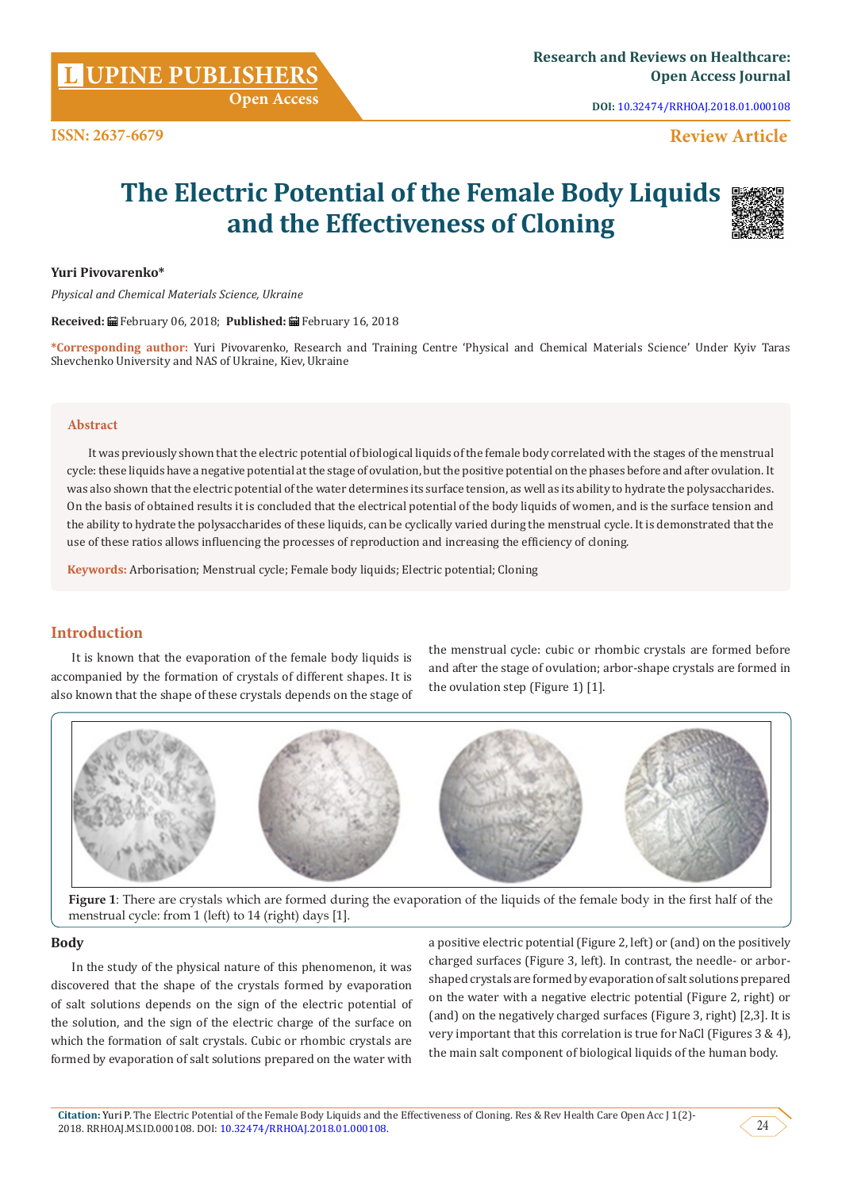Research and Reviews on Healthcare: Open Access Journal

DOI: 10.32474/RRHOAJ.2018.01.000108

ISSN: 2637-6679

Review Article

# The Electric Potential of the Female Body Liquids and the Effectiveness of Cloning

**Yuri Pivovarenko***

*Physical and Chemical Materials Science, Ukraine*

**Received:** February 06, 2018; **Published:** February 16, 2018

***Corresponding author:** Yuri Pivovarenko, Research and Training Centre 'Physical and Chemical Materials Science' Under Kyiv Taras Shevchenko University and NAS of Ukraine, Kiev, Ukraine

## Abstract

It was previously shown that the electric potential of biological liquids of the female body correlated with the stages of the menstrual cycle: these liquids have a negative potential at the stage of ovulation, but the positive potential on the phases before and after ovulation. It was also shown that the electric potential of the water determines its surface tension, as well as its ability to hydrate the polysaccharides. On the basis of obtained results it is concluded that the electrical potential of the body liquids of women, and is the surface tension and the ability to hydrate the polysaccharides of these liquids, can be cyclically varied during the menstrual cycle. It is demonstrated that the use of these ratios allows influencing the processes of reproduction and increasing the efficiency of cloning.

**Keywords:** Arborisation; Menstrual cycle; Female body liquids; Electric potential; Cloning

## Introduction

It is known that the evaporation of the female body liquids is accompanied by the formation of crystals of different shapes. It is also known that the shape of these crystals depends on the stage of the menstrual cycle: cubic or rhombic crystals are formed before and after the stage of ovulation; arbor-shape crystals are formed in the ovulation step (Figure 1) [1].

**Figure 1**: There are crystals which are formed during the evaporation of the liquids of the female body in the first half of the menstrual cycle: from 1 (left) to 14 (right) days [1].

## Body

In the study of the physical nature of this phenomenon, it was discovered that the shape of the crystals formed by evaporation of salt solutions depends on the sign of the electric potential of the solution, and the sign of the electric charge of the surface on which the formation of salt crystals. Cubic or rhombic crystals are formed by evaporation of salt solutions prepared on the water with a positive electric potential (Figure 2, left) or (and) on the positively charged surfaces (Figure 3, left). In contrast, the needle- or arbor-shaped crystals are formed by evaporation of salt solutions prepared on the water with a negative electric potential (Figure 2, right) or (and) on the negatively charged surfaces (Figure 3, right) [2,3]. It is very important that this correlation is true for NaCl (Figures 3 & 4), the main salt component of biological liquids of the human body.

**Citation:** Yuri P. The Electric Potential of the Female Body Liquids and the Effectiveness of Cloning. Res & Rev Health Care Open Acc J 1(2)-2018. RRHOAJ.MS.ID.000108. DOI: 10.32474/RRHOAJ.2018.01.000108.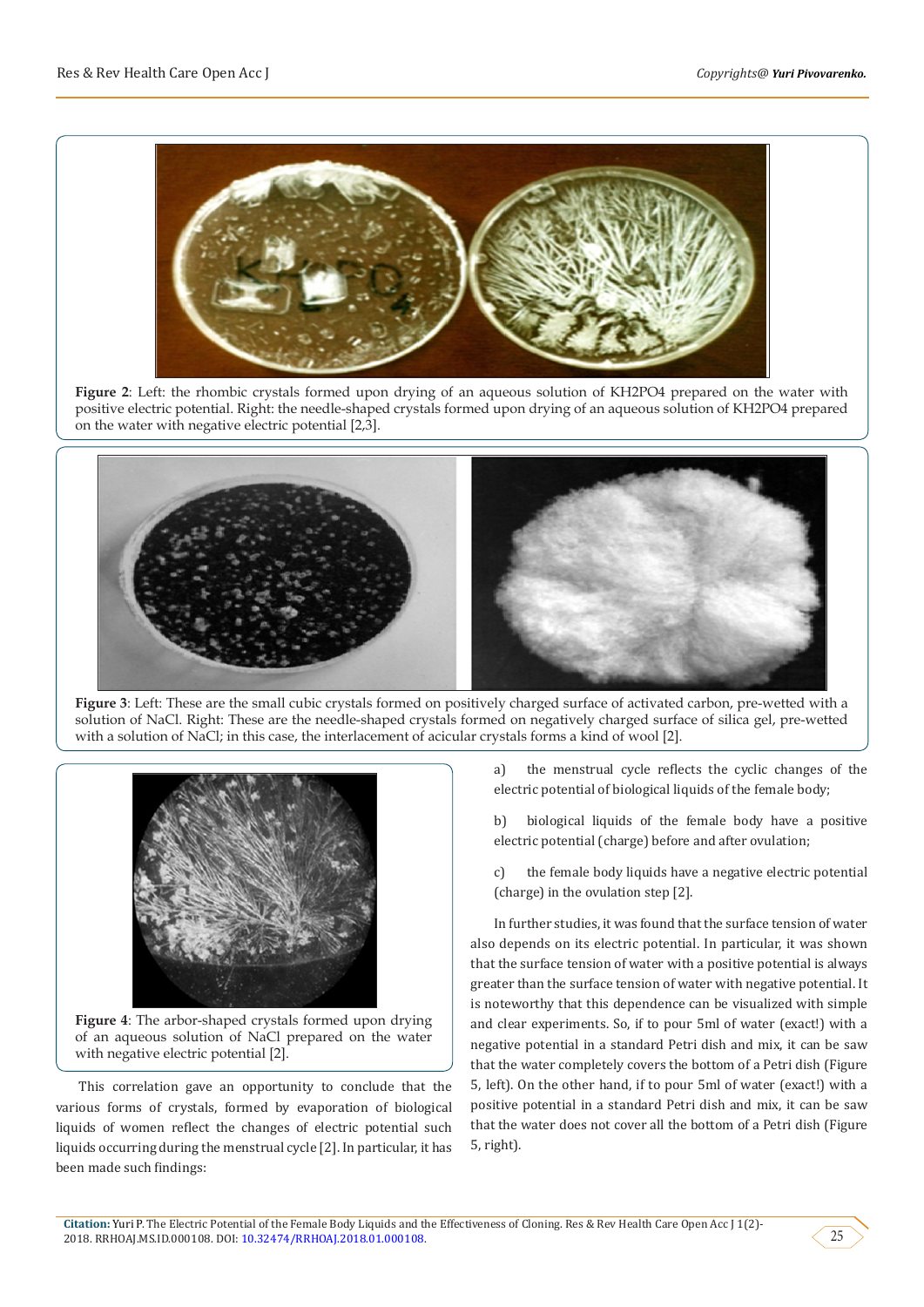Figure 2: Left: the rhombic crystals formed upon drying of an aqueous solution of $KH_2PO_4$ prepared on the water with positive electric potential. Right: the needle-shaped crystals formed upon drying of an aqueous solution of $KH_2PO_4$ prepared on the water with negative electric potential [2,3].

Figure 3: Left: These are the small cubic crystals formed on positively charged surface of activated carbon, pre-wetted with a solution of NaCl. Right: These are the needle-shaped crystals formed on negatively charged surface of silica gel, pre-wetted with a solution of NaCl; in this case, the interlacement of acicular crystals forms a kind of wool [2].

Figure 4: The arbor-shaped crystals formed upon drying of an aqueous solution of NaCl prepared on the water with negative electric potential [2].

This correlation gave an opportunity to conclude that the various forms of crystals, formed by evaporation of biological liquids of women reflect the changes of electric potential such liquids occurring during the menstrual cycle [2]. In particular, it has been made such findings:

a) the menstrual cycle reflects the cyclic changes of the electric potential of biological liquids of the female body;

b) biological liquids of the female body have a positive electric potential (charge) before and after ovulation;

c) the female body liquids have a negative electric potential (charge) in the ovulation step [2].

In further studies, it was found that the surface tension of water also depends on its electric potential. In particular, it was shown that the surface tension of water with a positive potential is always greater than the surface tension of water with negative potential. It is noteworthy that this dependence can be visualized with simple and clear experiments. So, if to pour 5ml of water (exact!) with a negative potential in a standard Petri dish and mix, it can be saw that the water completely covers the bottom of a Petri dish (Figure 5, left). On the other hand, if to pour 5ml of water (exact!) with a positive potential in a standard Petri dish and mix, it can be saw that the water does not cover all the bottom of a Petri dish (Figure 5, right).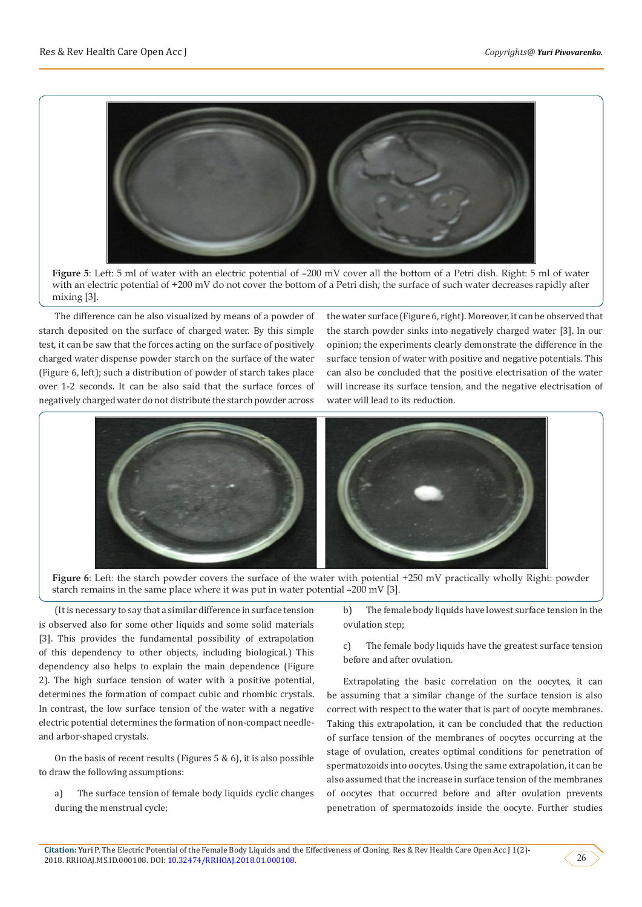Figure 5: Left: 5 ml of water with an electric potential of –200 mV cover all the bottom of a Petri dish. Right: 5 ml of water with an electric potential of +200 mV do not cover the bottom of a Petri dish; the surface of such water decreases rapidly after mixing [3].

The difference can be also visualized by means of a powder of starch deposited on the surface of charged water. By this simple test, it can be saw that the forces acting on the surface of positively charged water dispense powder starch on the surface of the water (Figure 6, left); such a distribution of powder of starch takes place over 1-2 seconds. It can be also said that the surface forces of negatively charged water do not distribute the starch powder across the water surface (Figure 6, right). Moreover, it can be observed that the starch powder sinks into negatively charged water [3]. In our opinion; the experiments clearly demonstrate the difference in the surface tension of water with positive and negative potentials. This can also be concluded that the positive electrisation of the water will increase its surface tension, and the negative electrisation of water will lead to its reduction.

Figure 6: Left: the starch powder covers the surface of the water with potential +250 mV practically wholly Right: powder starch remains in the same place where it was put in water potential –200 mV [3].

(It is necessary to say that a similar difference in surface tension is observed also for some other liquids and some solid materials [3]. This provides the fundamental possibility of extrapolation of this dependency to other objects, including biological.) This dependency also helps to explain the main dependence (Figure 2). The high surface tension of water with a positive potential, determines the formation of compact cubic and rhombic crystals. In contrast, the low surface tension of the water with a negative electric potential determines the formation of non-compact needle- and arbor-shaped crystals.

On the basis of recent results (Figures 5 & 6), it is also possible to draw the following assumptions:

a) The surface tension of female body liquids cyclic changes during the menstrual cycle;

b) The female body liquids have lowest surface tension in the ovulation step;

c) The female body liquids have the greatest surface tension before and after ovulation.

Extrapolating the basic correlation on the oocytes, it can be assuming that a similar change of the surface tension is also correct with respect to the water that is part of oocyte membranes. Taking this extrapolation, it can be concluded that the reduction of surface tension of the membranes of oocytes occurring at the stage of ovulation, creates optimal conditions for penetration of spermatozoids into oocytes. Using the same extrapolation, it can be also assumed that the increase in surface tension of the membranes of oocytes that occurred before and after ovulation prevents penetration of spermatozoids inside the oocyte. Further studies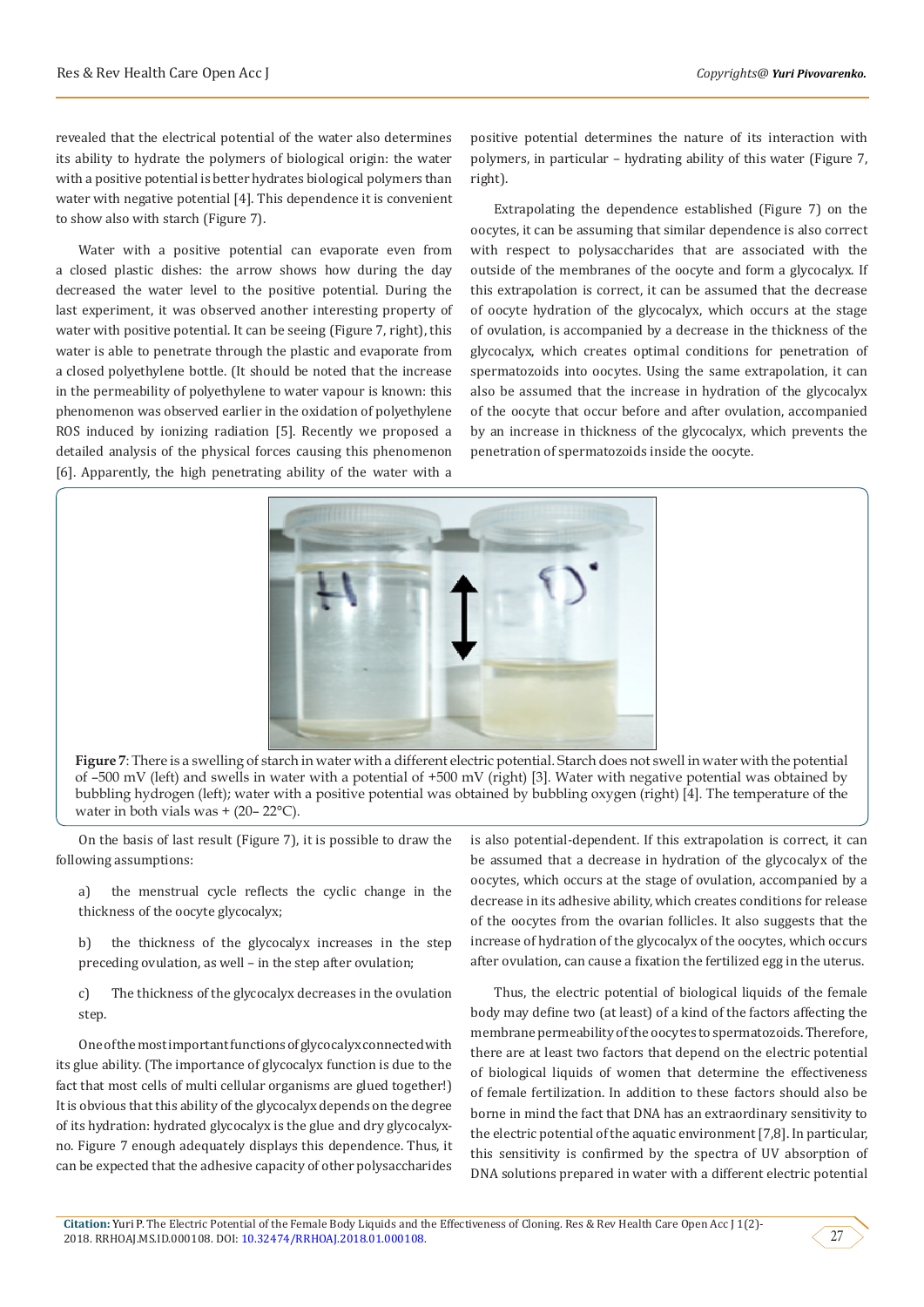revealed that the electrical potential of the water also determines its ability to hydrate the polymers of biological origin: the water with a positive potential is better hydrates biological polymers than water with negative potential [4]. This dependence it is convenient to show also with starch (Figure 7).

Water with a positive potential can evaporate even from a closed plastic dishes: the arrow shows how during the day decreased the water level to the positive potential. During the last experiment, it was observed another interesting property of water with positive potential. It can be seeing (Figure 7, right), this water is able to penetrate through the plastic and evaporate from a closed polyethylene bottle. (It should be noted that the increase in the permeability of polyethylene to water vapour is known: this phenomenon was observed earlier in the oxidation of polyethylene ROS induced by ionizing radiation [5]. Recently we proposed a detailed analysis of the physical forces causing this phenomenon [6]. Apparently, the high penetrating ability of the water with a positive potential determines the nature of its interaction with polymers, in particular – hydrating ability of this water (Figure 7, right).

Extrapolating the dependence established (Figure 7) on the oocytes, it can be assuming that similar dependence is also correct with respect to polysaccharides that are associated with the outside of the membranes of the oocyte and form a glycocalyx. If this extrapolation is correct, it can be assumed that the decrease of oocyte hydration of the glycocalyx, which occurs at the stage of ovulation, is accompanied by a decrease in the thickness of the glycocalyx, which creates optimal conditions for penetration of spermatozoids into oocytes. Using the same extrapolation, it can also be assumed that the increase in hydration of the glycocalyx of the oocyte that occur before and after ovulation, accompanied by an increase in thickness of the glycocalyx, which prevents the penetration of spermatozoids inside the oocyte.

**Figure 7**: There is a swelling of starch in water with a different electric potential. Starch does not swell in water with the potential of –500 mV (left) and swells in water with a potential of +500 mV (right) [3]. Water with negative potential was obtained by bubbling hydrogen (left); water with a positive potential was obtained by bubbling oxygen (right) [4]. The temperature of the water in both vials was + (20– 22°C).

On the basis of last result (Figure 7), it is possible to draw the following assumptions:

a) the menstrual cycle reflects the cyclic change in the thickness of the oocyte glycocalyx;

b) the thickness of the glycocalyx increases in the step preceding ovulation, as well – in the step after ovulation;

c) The thickness of the glycocalyx decreases in the ovulation step.

One of the most important functions of glycocalyx connected with its glue ability. (The importance of glycocalyx function is due to the fact that most cells of multi cellular organisms are glued together!) It is obvious that this ability of the glycocalyx depends on the degree of its hydration: hydrated glycocalyx is the glue and dry glycocalyx-no. Figure 7 enough adequately displays this dependence. Thus, it can be expected that the adhesive capacity of other polysaccharides is also potential-dependent. If this extrapolation is correct, it can be assumed that a decrease in hydration of the glycocalyx of the oocytes, which occurs at the stage of ovulation, accompanied by a decrease in its adhesive ability, which creates conditions for release of the oocytes from the ovarian follicles. It also suggests that the increase of hydration of the glycocalyx of the oocytes, which occurs after ovulation, can cause a fixation the fertilized egg in the uterus.

Thus, the electric potential of biological liquids of the female body may define two (at least) of a kind of the factors affecting the membrane permeability of the oocytes to spermatozoids. Therefore, there are at least two factors that depend on the electric potential of biological liquids of women that determine the effectiveness of female fertilization. In addition to these factors should also be borne in mind the fact that DNA has an extraordinary sensitivity to the electric potential of the aquatic environment [7,8]. In particular, this sensitivity is confirmed by the spectra of UV absorption of DNA solutions prepared in water with a different electric potential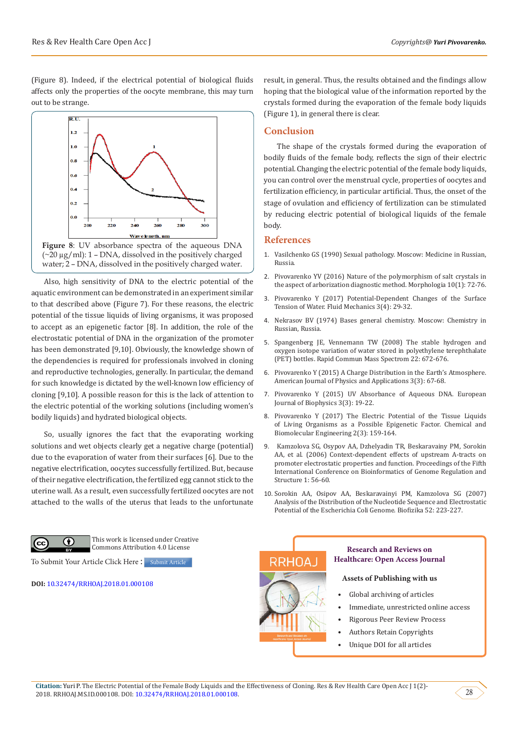(Figure 8). Indeed, if the electrical potential of biological fluids affects only the properties of the oocyte membrane, this may turn out to be strange.

R.U.
1.2
1.0
0.8
0.6
0.4
0.2
0.0
1
2
200 220 240 260 280 300
Wave length, nm

**Figure 8**: UV absorbance spectra of the aqueous DNA (~20 µg/ml): 1 – DNA, dissolved in the positively charged water; 2 – DNA, dissolved in the positively charged water.

Also, high sensitivity of DNA to the electric potential of the aquatic environment can be demonstrated in an experiment similar to that described above (Figure 7). For these reasons, the electric potential of the tissue liquids of living organisms, it was proposed to accept as an epigenetic factor [8]. In addition, the role of the electrostatic potential of DNA in the organization of the promoter has been demonstrated [9,10]. Obviously, the knowledge shown of the dependencies is required for professionals involved in cloning and reproductive technologies, generally. In particular, the demand for such knowledge is dictated by the well-known low efficiency of cloning [9,10]. A possible reason for this is the lack of attention to the electric potential of the working solutions (including women's bodily liquids) and hydrated biological objects.

So, usually ignores the fact that the evaporating working solutions and wet objects clearly get a negative charge (potential) due to the evaporation of water from their surfaces [6]. Due to the negative electrification, oocytes successfully fertilized. But, because of their negative electrification, the fertilized egg cannot stick to the uterine wall. As a result, even successfully fertilized oocytes are not attached to the walls of the uterus that leads to the unfortunate result, in general. Thus, the results obtained and the findings allow hoping that the biological value of the information reported by the crystals formed during the evaporation of the female body liquids (Figure 1), in general there is clear.

## Conclusion

The shape of the crystals formed during the evaporation of bodily fluids of the female body, reflects the sign of their electric potential. Changing the electric potential of the female body liquids, you can control over the menstrual cycle, properties of oocytes and fertilization efficiency, in particular artificial. Thus, the onset of the stage of ovulation and efficiency of fertilization can be stimulated by reducing electric potential of biological liquids of the female body.

## References

1. Vasilchenko GS (1990) Sexual pathology. Moscow: Medicine in Russian, Russia.
2. Pivovarenko YV (2016) Nature of the polymorphism of salt crystals in the aspect of arborization diagnostic method. Morphologia 10(1): 72-76.
3. Pivovarenko Y (2017) Potential-Dependent Changes of the Surface Tension of Water. Fluid Mechanics 3(4): 29-32.
4. Nekrasov BV (1974) Bases general chemistry. Moscow: Chemistry in Russian, Russia.
5. Spangenberg JE, Vennemann TW (2008) The stable hydrogen and oxygen isotope variation of water stored in polyethylene terephthalate (PET) bottles. Rapid Commun Mass Spectrom 22: 672-676.
6. Pivovarenko Y (2015) A Charge Distribution in the Earth's Atmosphere. American Journal of Physics and Applications 3(3): 67-68.
7. Pivovarenko Y (2015) UV Absorbance of Aqueous DNA. European Journal of Biophysics 3(3): 19-22.
8. Pivovarenko Y (2017) The Electric Potential of the Tissue Liquids of Living Organisms as a Possible Epigenetic Factor. Chemical and Biomolecular Engineering 2(3): 159-164.
9. Kamzolova SG, Osypov AA, Dzhelyadin TR, Beskaravainy PM, Sorokin AA, et al. (2006) Context-dependent effects of upstream A-tracts on promoter electrostatic properties and function. Proceedings of the Fifth International Conference on Bioinformatics of Genome Regulation and Structure 1: 56-60.
10. Sorokin AA, Osipov AA, Beskaravainyi PM, Kamzolova SG (2007) Analysis of the Distribution of the Nucleotide Sequence and Electrostatic Potential of the Escherichia Coli Genome. Biofizika 52: 223-227.

This work is licensed under Creative Commons Attribution 4.0 License

To Submit Your Article Click Here: Submit Article

**DOI:** 10.32474/RRHOAJ.2018.01.000108

**Research and Reviews on Healthcare: Open Access Journal**

**Assets of Publishing with us**

- Global archiving of articles
- Immediate, unrestricted online access
- Rigorous Peer Review Process
- Authors Retain Copyrights
- Unique DOI for all articles

**Citation:** Yuri P. The Electric Potential of the Female Body Liquids and the Effectiveness of Cloning. Res & Rev Health Care Open Acc J 1(2)-2018. RRHOAJ.MS.ID.000108. DOI: 10.32474/RRHOAJ.2018.01.000108.